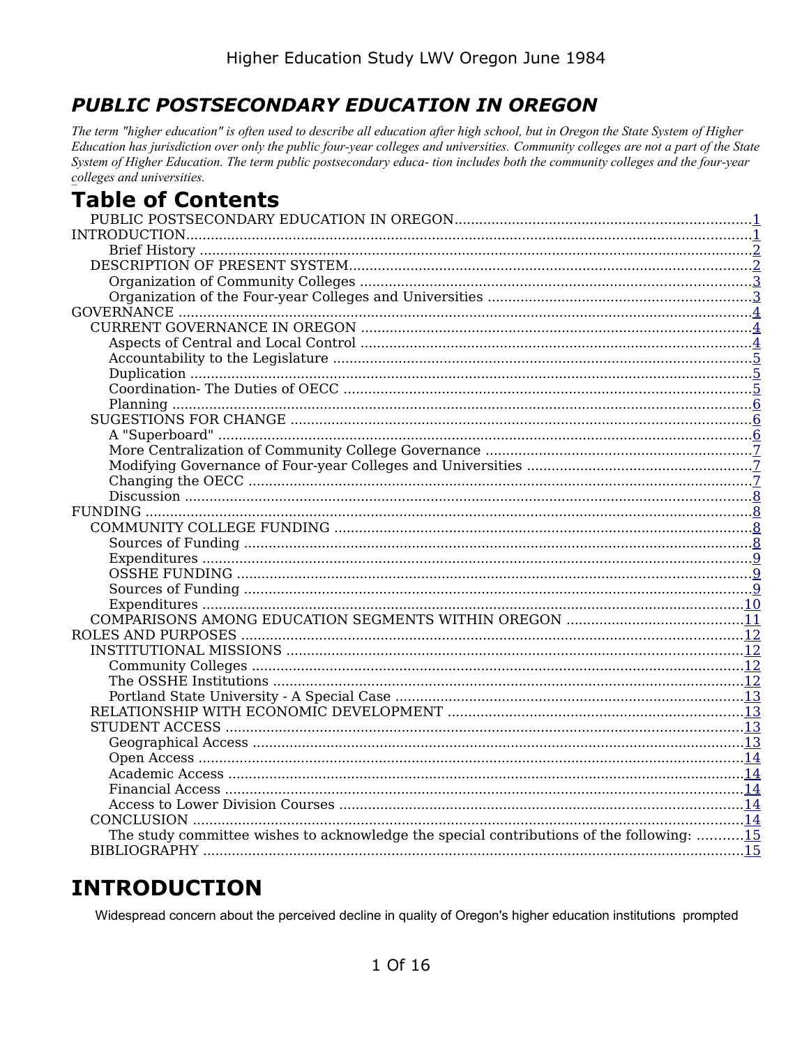## *PUBLIC POSTSECONDARY EDUCATION IN OREGON*

*The term "higher education" is often used to describe all education after high school, but in Oregon the State System of Higher Education has jurisdiction over only the public four-year colleges and universities. Community colleges are not a part of the State System of Higher Education. The term public postsecondary educa- tion includes both the community colleges and the four-year colleges and universities.*

# Table of Contents

- PUBLIC POSTSECONDARY EDUCATION IN OREGON ........ 1
- INTRODUCTION ........ 1
  - Brief History ........ 2
  - DESCRIPTION OF PRESENT SYSTEM ........ 2
    - Organization of Community Colleges ........ 3
    - Organization of the Four-year Colleges and Universities ........ 3
- GOVERNANCE ........ 4
  - CURRENT GOVERNANCE IN OREGON ........ 4
    - Aspects of Central and Local Control ........ 4
    - Accountability to the Legislature ........ 5
    - Duplication ........ 5
    - Coordination- The Duties of OECC ........ 5
    - Planning ........ 6
  - SUGESTIONS FOR CHANGE ........ 6
    - A "Superboard" ........ 6
    - More Centralization of Community College Governance ........ 7
    - Modifying Governance of Four-year Colleges and Universities ........ 7
    - Changing the OECC ........ 7
    - Discussion ........ 8
- FUNDING ........ 8
  - COMMUNITY COLLEGE FUNDING ........ 8
    - Sources of Funding ........ 8
    - Expenditures ........ 9
    - OSSHE FUNDING ........ 9
    - Sources of Funding ........ 9
    - Expenditures ........ 10
  - COMPARISONS AMONG EDUCATION SEGMENTS WITHIN OREGON ........ 11
- ROLES AND PURPOSES ........ 12
  - INSTITUTIONAL MISSIONS ........ 12
    - Community Colleges ........ 12
    - The OSSHE Institutions ........ 12
    - Portland State University - A Special Case ........ 13
  - RELATIONSHIP WITH ECONOMIC DEVELOPMENT ........ 13
  - STUDENT ACCESS ........ 13
    - Geographical Access ........ 13
    - Open Access ........ 14
    - Academic Access ........ 14
    - Financial Access ........ 14
    - Access to Lower Division Courses ........ 14
  - CONCLUSION ........ 14
    - The study committee wishes to acknowledge the special contributions of the following: ........ 15
  - BIBLIOGRAPHY ........ 15

# INTRODUCTION

Widespread concern about the perceived decline in quality of Oregon's higher education institutions prompted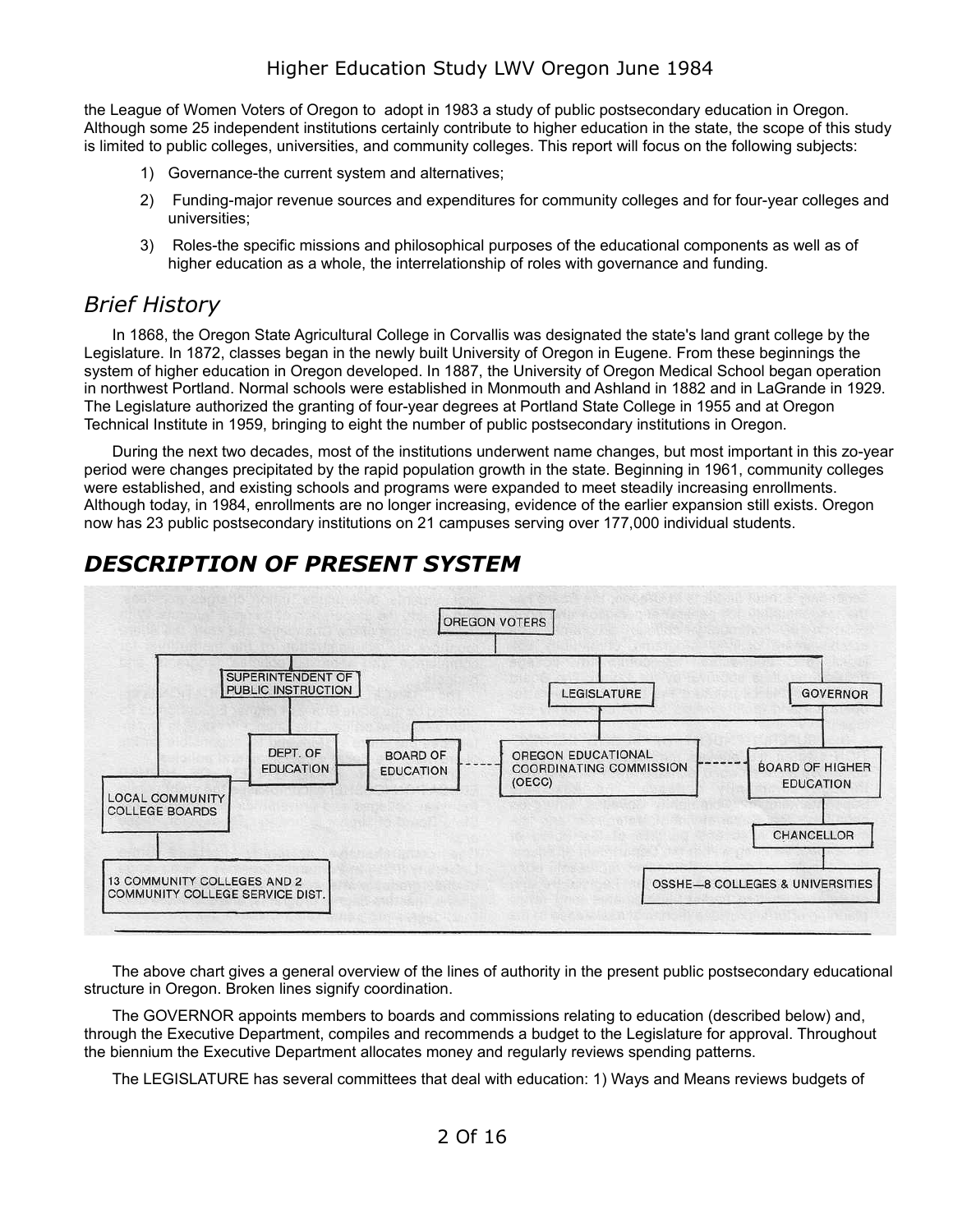the League of Women Voters of Oregon to adopt in 1983 a study of public postsecondary education in Oregon. Although some 25 independent institutions certainly contribute to higher education in the state, the scope of this study is limited to public colleges, universities, and community colleges. This report will focus on the following subjects:

1) Governance-the current system and alternatives;
2) Funding-major revenue sources and expenditures for community colleges and for four-year colleges and universities;
3) Roles-the specific missions and philosophical purposes of the educational components as well as of higher education as a whole, the interrelationship of roles with governance and funding.

## *Brief History*

In 1868, the Oregon State Agricultural College in Corvallis was designated the state's land grant college by the Legislature. In 1872, classes began in the newly built University of Oregon in Eugene. From these beginnings the system of higher education in Oregon developed. In 1887, the University of Oregon Medical School began operation in northwest Portland. Normal schools were established in Monmouth and Ashland in 1882 and in LaGrande in 1929. The Legislature authorized the granting of four-year degrees at Portland State College in 1955 and at Oregon Technical Institute in 1959, bringing to eight the number of public postsecondary institutions in Oregon.

During the next two decades, most of the institutions underwent name changes, but most important in this zo-year period were changes precipitated by the rapid population growth in the state. Beginning in 1961, community colleges were established, and existing schools and programs were expanded to meet steadily increasing enrollments. Although today, in 1984, enrollments are no longer increasing, evidence of the earlier expansion still exists. Oregon now has 23 public postsecondary institutions on 21 campuses serving over 177,000 individual students.

## ***DESCRIPTION OF PRESENT SYSTEM***

The above chart gives a general overview of the lines of authority in the present public postsecondary educational structure in Oregon. Broken lines signify coordination.

The GOVERNOR appoints members to boards and commissions relating to education (described below) and, through the Executive Department, compiles and recommends a budget to the Legislature for approval. Throughout the biennium the Executive Department allocates money and regularly reviews spending patterns.

The LEGISLATURE has several committees that deal with education: 1) Ways and Means reviews budgets of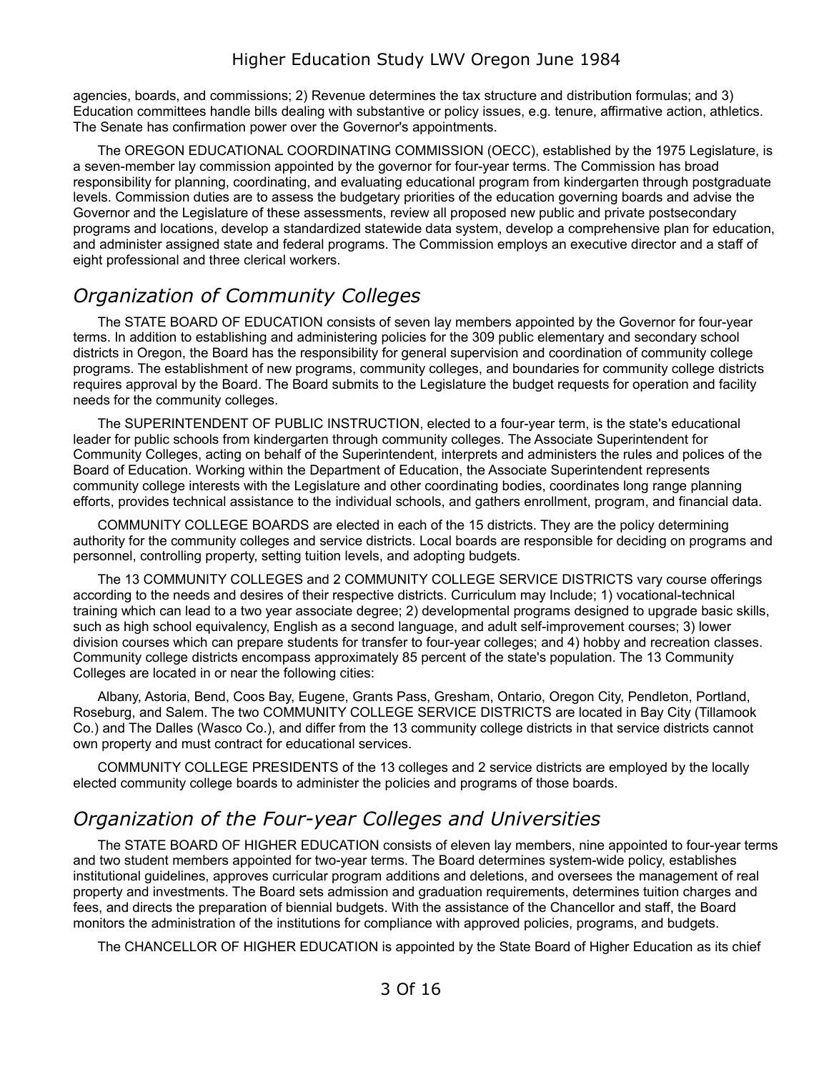agencies, boards, and commissions; 2) Revenue determines the tax structure and distribution formulas; and 3) Education committees handle bills dealing with substantive or policy issues, e.g. tenure, affirmative action, athletics. The Senate has confirmation power over the Governor's appointments.

The OREGON EDUCATIONAL COORDINATING COMMISSION (OECC), established by the 1975 Legislature, is a seven-member lay commission appointed by the governor for four-year terms. The Commission has broad responsibility for planning, coordinating, and evaluating educational program from kindergarten through postgraduate levels. Commission duties are to assess the budgetary priorities of the education governing boards and advise the Governor and the Legislature of these assessments, review all proposed new public and private postsecondary programs and locations, develop a standardized statewide data system, develop a comprehensive plan for education, and administer assigned state and federal programs. The Commission employs an executive director and a staff of eight professional and three clerical workers.

## *Organization of Community Colleges*

The STATE BOARD OF EDUCATION consists of seven lay members appointed by the Governor for four-year terms. In addition to establishing and administering policies for the 309 public elementary and secondary school districts in Oregon, the Board has the responsibility for general supervision and coordination of community college programs. The establishment of new programs, community colleges, and boundaries for community college districts requires approval by the Board. The Board submits to the Legislature the budget requests for operation and facility needs for the community colleges.

The SUPERINTENDENT OF PUBLIC INSTRUCTION, elected to a four-year term, is the state's educational leader for public schools from kindergarten through community colleges. The Associate Superintendent for Community Colleges, acting on behalf of the Superintendent, interprets and administers the rules and polices of the Board of Education. Working within the Department of Education, the Associate Superintendent represents community college interests with the Legislature and other coordinating bodies, coordinates long range planning efforts, provides technical assistance to the individual schools, and gathers enrollment, program, and financial data.

COMMUNITY COLLEGE BOARDS are elected in each of the 15 districts. They are the policy determining authority for the community colleges and service districts. Local boards are responsible for deciding on programs and personnel, controlling property, setting tuition levels, and adopting budgets.

The 13 COMMUNITY COLLEGES and 2 COMMUNITY COLLEGE SERVICE DISTRICTS vary course offerings according to the needs and desires of their respective districts. Curriculum may Include; 1) vocational-technical training which can lead to a two year associate degree; 2) developmental programs designed to upgrade basic skills, such as high school equivalency, English as a second language, and adult self-improvement courses; 3) lower division courses which can prepare students for transfer to four-year colleges; and 4) hobby and recreation classes. Community college districts encompass approximately 85 percent of the state's population. The 13 Community Colleges are located in or near the following cities:

Albany, Astoria, Bend, Coos Bay, Eugene, Grants Pass, Gresham, Ontario, Oregon City, Pendleton, Portland, Roseburg, and Salem. The two COMMUNITY COLLEGE SERVICE DISTRICTS are located in Bay City (Tillamook Co.) and The Dalles (Wasco Co.), and differ from the 13 community college districts in that service districts cannot own property and must contract for educational services.

COMMUNITY COLLEGE PRESIDENTS of the 13 colleges and 2 service districts are employed by the locally elected community college boards to administer the policies and programs of those boards.

## *Organization of the Four-year Colleges and Universities*

The STATE BOARD OF HIGHER EDUCATION consists of eleven lay members, nine appointed to four-year terms and two student members appointed for two-year terms. The Board determines system-wide policy, establishes institutional guidelines, approves curricular program additions and deletions, and oversees the management of real property and investments. The Board sets admission and graduation requirements, determines tuition charges and fees, and directs the preparation of biennial budgets. With the assistance of the Chancellor and staff, the Board monitors the administration of the institutions for compliance with approved policies, programs, and budgets.

The CHANCELLOR OF HIGHER EDUCATION is appointed by the State Board of Higher Education as its chief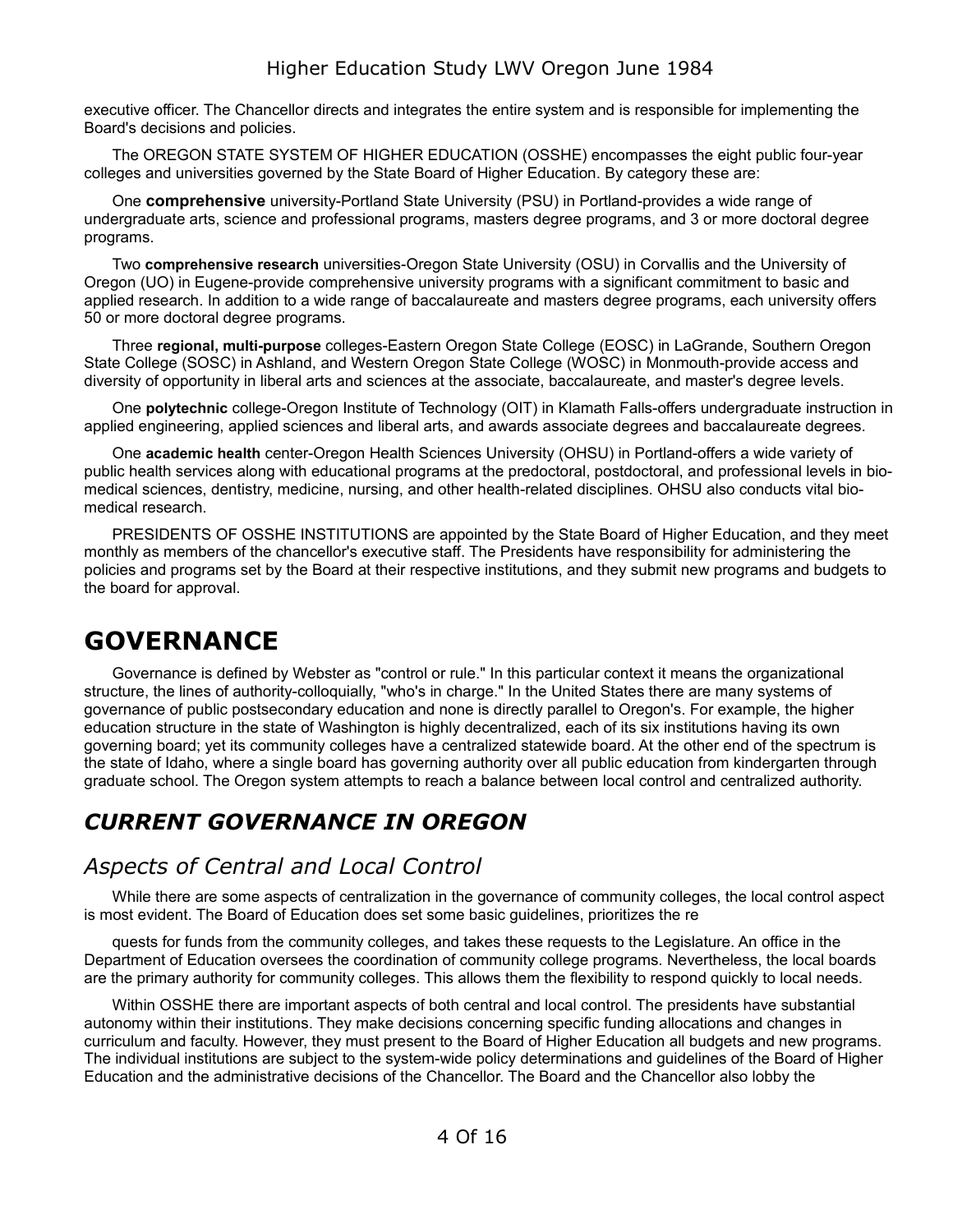executive officer. The Chancellor directs and integrates the entire system and is responsible for implementing the Board's decisions and policies.

The OREGON STATE SYSTEM OF HIGHER EDUCATION (OSSHE) encompasses the eight public four-year colleges and universities governed by the State Board of Higher Education. By category these are:

One **comprehensive** university-Portland State University (PSU) in Portland-provides a wide range of undergraduate arts, science and professional programs, masters degree programs, and 3 or more doctoral degree programs.

Two **comprehensive research** universities-Oregon State University (OSU) in Corvallis and the University of Oregon (UO) in Eugene-provide comprehensive university programs with a significant commitment to basic and applied research. In addition to a wide range of baccalaureate and masters degree programs, each university offers 50 or more doctoral degree programs.

Three **regional, multi-purpose** colleges-Eastern Oregon State College (EOSC) in LaGrande, Southern Oregon State College (SOSC) in Ashland, and Western Oregon State College (WOSC) in Monmouth-provide access and diversity of opportunity in liberal arts and sciences at the associate, baccalaureate, and master's degree levels.

One **polytechnic** college-Oregon Institute of Technology (OIT) in Klamath Falls-offers undergraduate instruction in applied engineering, applied sciences and liberal arts, and awards associate degrees and baccalaureate degrees.

One **academic health** center-Oregon Health Sciences University (OHSU) in Portland-offers a wide variety of public health services along with educational programs at the predoctoral, postdoctoral, and professional levels in bio-medical sciences, dentistry, medicine, nursing, and other health-related disciplines. OHSU also conducts vital bio-medical research.

PRESIDENTS OF OSSHE INSTITUTIONS are appointed by the State Board of Higher Education, and they meet monthly as members of the chancellor's executive staff. The Presidents have responsibility for administering the policies and programs set by the Board at their respective institutions, and they submit new programs and budgets to the board for approval.

# GOVERNANCE

Governance is defined by Webster as "control or rule." In this particular context it means the organizational structure, the lines of authority-colloquially, "who's in charge." In the United States there are many systems of governance of public postsecondary education and none is directly parallel to Oregon's. For example, the higher education structure in the state of Washington is highly decentralized, each of its six institutions having its own governing board; yet its community colleges have a centralized statewide board. At the other end of the spectrum is the state of Idaho, where a single board has governing authority over all public education from kindergarten through graduate school. The Oregon system attempts to reach a balance between local control and centralized authority.

## *CURRENT GOVERNANCE IN OREGON*

### *Aspects of Central and Local Control*

While there are some aspects of centralization in the governance of community colleges, the local control aspect is most evident. The Board of Education does set some basic guidelines, prioritizes the re

quests for funds from the community colleges, and takes these requests to the Legislature. An office in the Department of Education oversees the coordination of community college programs. Nevertheless, the local boards are the primary authority for community colleges. This allows them the flexibility to respond quickly to local needs.

Within OSSHE there are important aspects of both central and local control. The presidents have substantial autonomy within their institutions. They make decisions concerning specific funding allocations and changes in curriculum and faculty. However, they must present to the Board of Higher Education all budgets and new programs. The individual institutions are subject to the system-wide policy determinations and guidelines of the Board of Higher Education and the administrative decisions of the Chancellor. The Board and the Chancellor also lobby the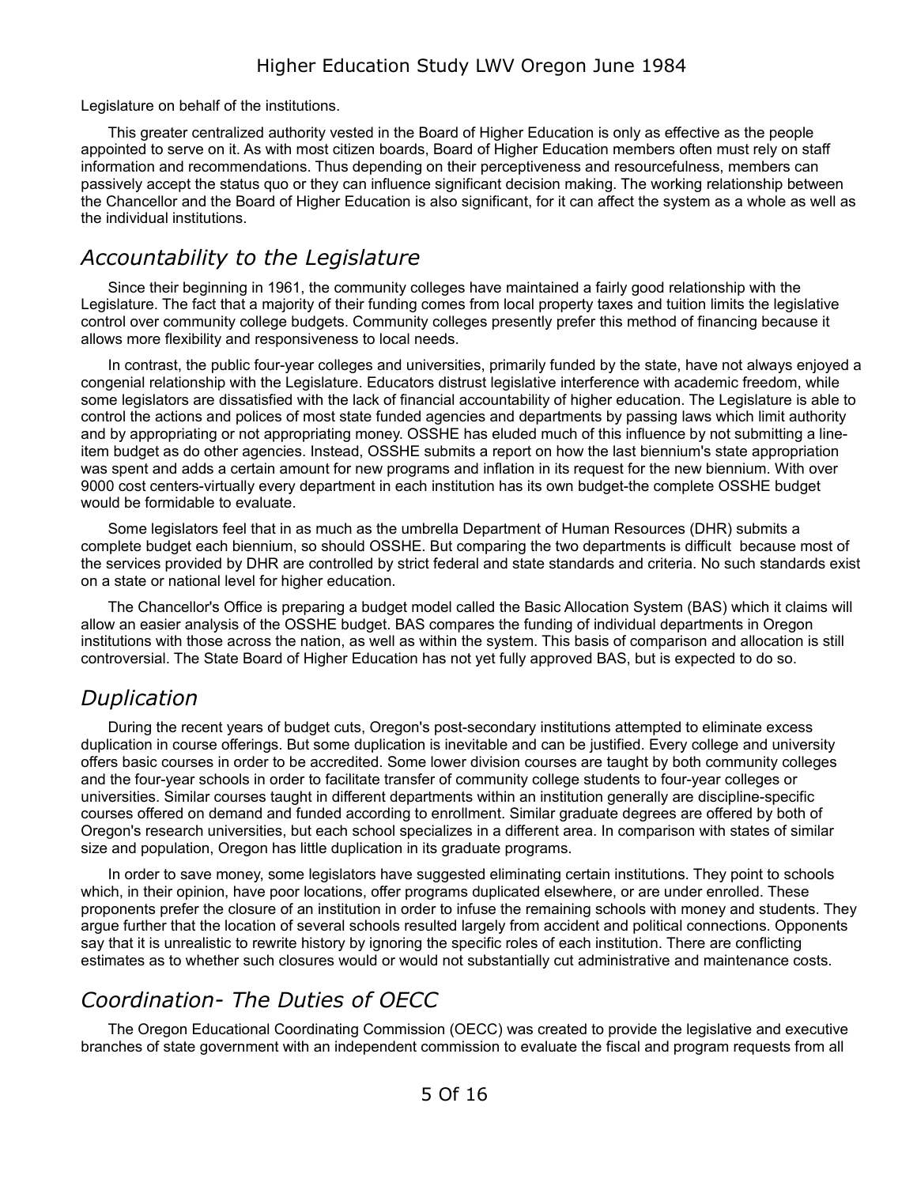Legislature on behalf of the institutions.

This greater centralized authority vested in the Board of Higher Education is only as effective as the people appointed to serve on it. As with most citizen boards, Board of Higher Education members often must rely on staff information and recommendations. Thus depending on their perceptiveness and resourcefulness, members can passively accept the status quo or they can influence significant decision making. The working relationship between the Chancellor and the Board of Higher Education is also significant, for it can affect the system as a whole as well as the individual institutions.

## *Accountability to the Legislature*

Since their beginning in 1961, the community colleges have maintained a fairly good relationship with the Legislature. The fact that a majority of their funding comes from local property taxes and tuition limits the legislative control over community college budgets. Community colleges presently prefer this method of financing because it allows more flexibility and responsiveness to local needs.

In contrast, the public four-year colleges and universities, primarily funded by the state, have not always enjoyed a congenial relationship with the Legislature. Educators distrust legislative interference with academic freedom, while some legislators are dissatisfied with the lack of financial accountability of higher education. The Legislature is able to control the actions and polices of most state funded agencies and departments by passing laws which limit authority and by appropriating or not appropriating money. OSSHE has eluded much of this influence by not submitting a line-item budget as do other agencies. Instead, OSSHE submits a report on how the last biennium's state appropriation was spent and adds a certain amount for new programs and inflation in its request for the new biennium. With over 9000 cost centers-virtually every department in each institution has its own budget-the complete OSSHE budget would be formidable to evaluate.

Some legislators feel that in as much as the umbrella Department of Human Resources (DHR) submits a complete budget each biennium, so should OSSHE. But comparing the two departments is difficult because most of the services provided by DHR are controlled by strict federal and state standards and criteria. No such standards exist on a state or national level for higher education.

The Chancellor's Office is preparing a budget model called the Basic Allocation System (BAS) which it claims will allow an easier analysis of the OSSHE budget. BAS compares the funding of individual departments in Oregon institutions with those across the nation, as well as within the system. This basis of comparison and allocation is still controversial. The State Board of Higher Education has not yet fully approved BAS, but is expected to do so.

## *Duplication*

During the recent years of budget cuts, Oregon's post-secondary institutions attempted to eliminate excess duplication in course offerings. But some duplication is inevitable and can be justified. Every college and university offers basic courses in order to be accredited. Some lower division courses are taught by both community colleges and the four-year schools in order to facilitate transfer of community college students to four-year colleges or universities. Similar courses taught in different departments within an institution generally are discipline-specific courses offered on demand and funded according to enrollment. Similar graduate degrees are offered by both of Oregon's research universities, but each school specializes in a different area. In comparison with states of similar size and population, Oregon has little duplication in its graduate programs.

In order to save money, some legislators have suggested eliminating certain institutions. They point to schools which, in their opinion, have poor locations, offer programs duplicated elsewhere, or are under enrolled. These proponents prefer the closure of an institution in order to infuse the remaining schools with money and students. They argue further that the location of several schools resulted largely from accident and political connections. Opponents say that it is unrealistic to rewrite history by ignoring the specific roles of each institution. There are conflicting estimates as to whether such closures would or would not substantially cut administrative and maintenance costs.

## *Coordination- The Duties of OECC*

The Oregon Educational Coordinating Commission (OECC) was created to provide the legislative and executive branches of state government with an independent commission to evaluate the fiscal and program requests from all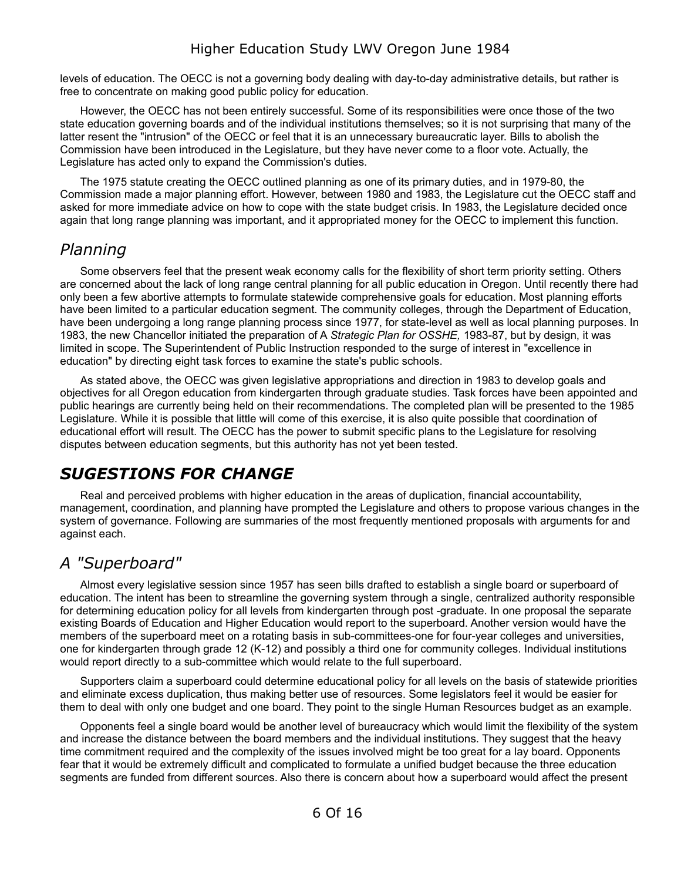levels of education. The OECC is not a governing body dealing with day-to-day administrative details, but rather is free to concentrate on making good public policy for education.

However, the OECC has not been entirely successful. Some of its responsibilities were once those of the two state education governing boards and of the individual institutions themselves; so it is not surprising that many of the latter resent the "intrusion" of the OECC or feel that it is an unnecessary bureaucratic layer. Bills to abolish the Commission have been introduced in the Legislature, but they have never come to a floor vote. Actually, the Legislature has acted only to expand the Commission's duties.

The 1975 statute creating the OECC outlined planning as one of its primary duties, and in 1979-80, the Commission made a major planning effort. However, between 1980 and 1983, the Legislature cut the OECC staff and asked for more immediate advice on how to cope with the state budget crisis. In 1983, the Legislature decided once again that long range planning was important, and it appropriated money for the OECC to implement this function.

## *Planning*

Some observers feel that the present weak economy calls for the flexibility of short term priority setting. Others are concerned about the lack of long range central planning for all public education in Oregon. Until recently there had only been a few abortive attempts to formulate statewide comprehensive goals for education. Most planning efforts have been limited to a particular education segment. The community colleges, through the Department of Education, have been undergoing a long range planning process since 1977, for state-level as well as local planning purposes. In 1983, the new Chancellor initiated the preparation of A *Strategic Plan for OSSHE,* 1983-87, but by design, it was limited in scope. The Superintendent of Public Instruction responded to the surge of interest in "excellence in education" by directing eight task forces to examine the state's public schools.

As stated above, the OECC was given legislative appropriations and direction in 1983 to develop goals and objectives for all Oregon education from kindergarten through graduate studies. Task forces have been appointed and public hearings are currently being held on their recommendations. The completed plan will be presented to the 1985 Legislature. While it is possible that little will come of this exercise, it is also quite possible that coordination of educational effort will result. The OECC has the power to submit specific plans to the Legislature for resolving disputes between education segments, but this authority has not yet been tested.

## ***SUGESTIONS FOR CHANGE***

Real and perceived problems with higher education in the areas of duplication, financial accountability, management, coordination, and planning have prompted the Legislature and others to propose various changes in the system of governance. Following are summaries of the most frequently mentioned proposals with arguments for and against each.

## *A "Superboard"*

Almost every legislative session since 1957 has seen bills drafted to establish a single board or superboard of education. The intent has been to streamline the governing system through a single, centralized authority responsible for determining education policy for all levels from kindergarten through post -graduate. In one proposal the separate existing Boards of Education and Higher Education would report to the superboard. Another version would have the members of the superboard meet on a rotating basis in sub-committees-one for four-year colleges and universities, one for kindergarten through grade 12 (K-12) and possibly a third one for community colleges. Individual institutions would report directly to a sub-committee which would relate to the full superboard.

Supporters claim a superboard could determine educational policy for all levels on the basis of statewide priorities and eliminate excess duplication, thus making better use of resources. Some legislators feel it would be easier for them to deal with only one budget and one board. They point to the single Human Resources budget as an example.

Opponents feel a single board would be another level of bureaucracy which would limit the flexibility of the system and increase the distance between the board members and the individual institutions. They suggest that the heavy time commitment required and the complexity of the issues involved might be too great for a lay board. Opponents fear that it would be extremely difficult and complicated to formulate a unified budget because the three education segments are funded from different sources. Also there is concern about how a superboard would affect the present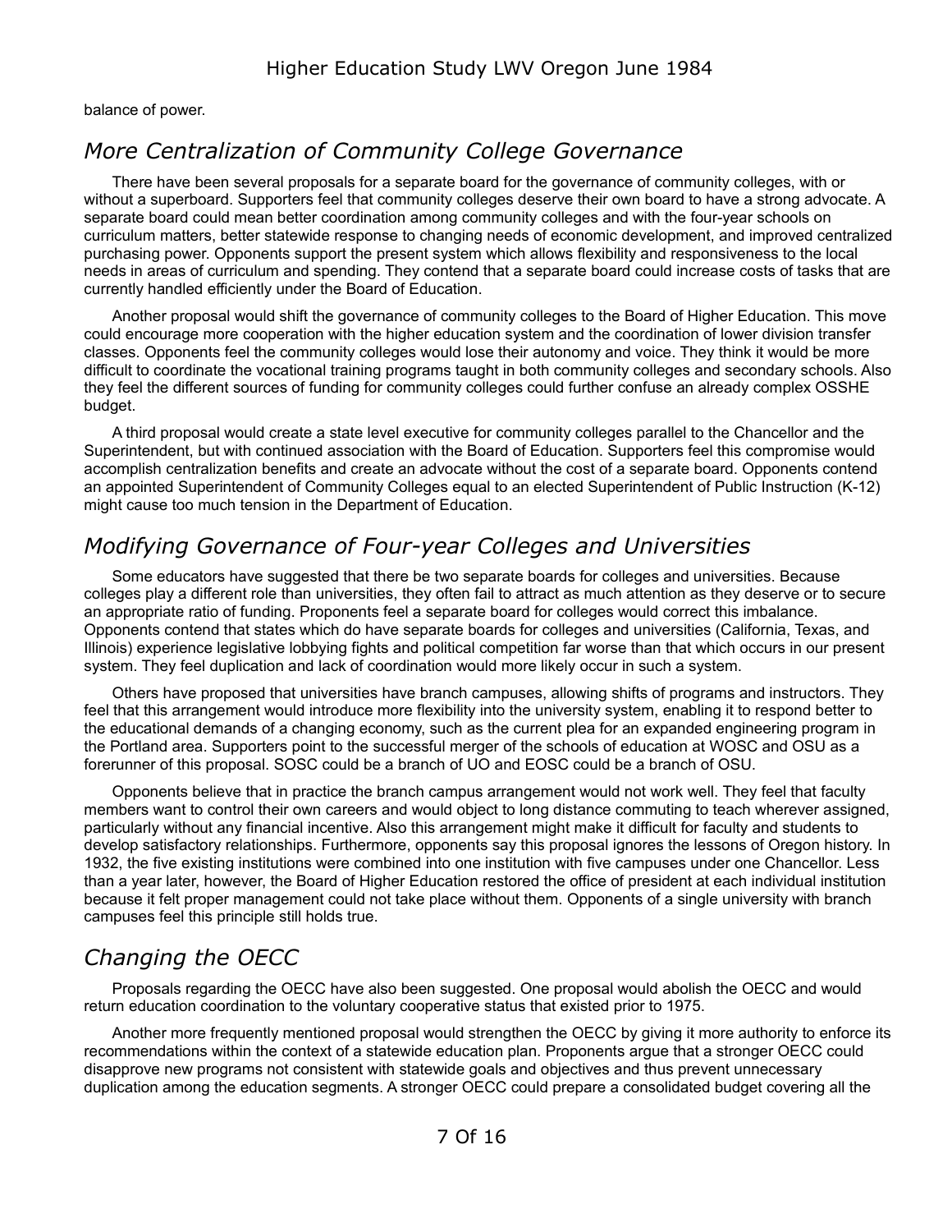balance of power.

## *More Centralization of Community College Governance*

There have been several proposals for a separate board for the governance of community colleges, with or without a superboard. Supporters feel that community colleges deserve their own board to have a strong advocate. A separate board could mean better coordination among community colleges and with the four-year schools on curriculum matters, better statewide response to changing needs of economic development, and improved centralized purchasing power. Opponents support the present system which allows flexibility and responsiveness to the local needs in areas of curriculum and spending. They contend that a separate board could increase costs of tasks that are currently handled efficiently under the Board of Education.

Another proposal would shift the governance of community colleges to the Board of Higher Education. This move could encourage more cooperation with the higher education system and the coordination of lower division transfer classes. Opponents feel the community colleges would lose their autonomy and voice. They think it would be more difficult to coordinate the vocational training programs taught in both community colleges and secondary schools. Also they feel the different sources of funding for community colleges could further confuse an already complex OSSHE budget.

A third proposal would create a state level executive for community colleges parallel to the Chancellor and the Superintendent, but with continued association with the Board of Education. Supporters feel this compromise would accomplish centralization benefits and create an advocate without the cost of a separate board. Opponents contend an appointed Superintendent of Community Colleges equal to an elected Superintendent of Public Instruction (K-12) might cause too much tension in the Department of Education.

## *Modifying Governance of Four-year Colleges and Universities*

Some educators have suggested that there be two separate boards for colleges and universities. Because colleges play a different role than universities, they often fail to attract as much attention as they deserve or to secure an appropriate ratio of funding. Proponents feel a separate board for colleges would correct this imbalance. Opponents contend that states which do have separate boards for colleges and universities (California, Texas, and Illinois) experience legislative lobbying fights and political competition far worse than that which occurs in our present system. They feel duplication and lack of coordination would more likely occur in such a system.

Others have proposed that universities have branch campuses, allowing shifts of programs and instructors. They feel that this arrangement would introduce more flexibility into the university system, enabling it to respond better to the educational demands of a changing economy, such as the current plea for an expanded engineering program in the Portland area. Supporters point to the successful merger of the schools of education at WOSC and OSU as a forerunner of this proposal. SOSC could be a branch of UO and EOSC could be a branch of OSU.

Opponents believe that in practice the branch campus arrangement would not work well. They feel that faculty members want to control their own careers and would object to long distance commuting to teach wherever assigned, particularly without any financial incentive. Also this arrangement might make it difficult for faculty and students to develop satisfactory relationships. Furthermore, opponents say this proposal ignores the lessons of Oregon history. In 1932, the five existing institutions were combined into one institution with five campuses under one Chancellor. Less than a year later, however, the Board of Higher Education restored the office of president at each individual institution because it felt proper management could not take place without them. Opponents of a single university with branch campuses feel this principle still holds true.

## *Changing the OECC*

Proposals regarding the OECC have also been suggested. One proposal would abolish the OECC and would return education coordination to the voluntary cooperative status that existed prior to 1975.

Another more frequently mentioned proposal would strengthen the OECC by giving it more authority to enforce its recommendations within the context of a statewide education plan. Proponents argue that a stronger OECC could disapprove new programs not consistent with statewide goals and objectives and thus prevent unnecessary duplication among the education segments. A stronger OECC could prepare a consolidated budget covering all the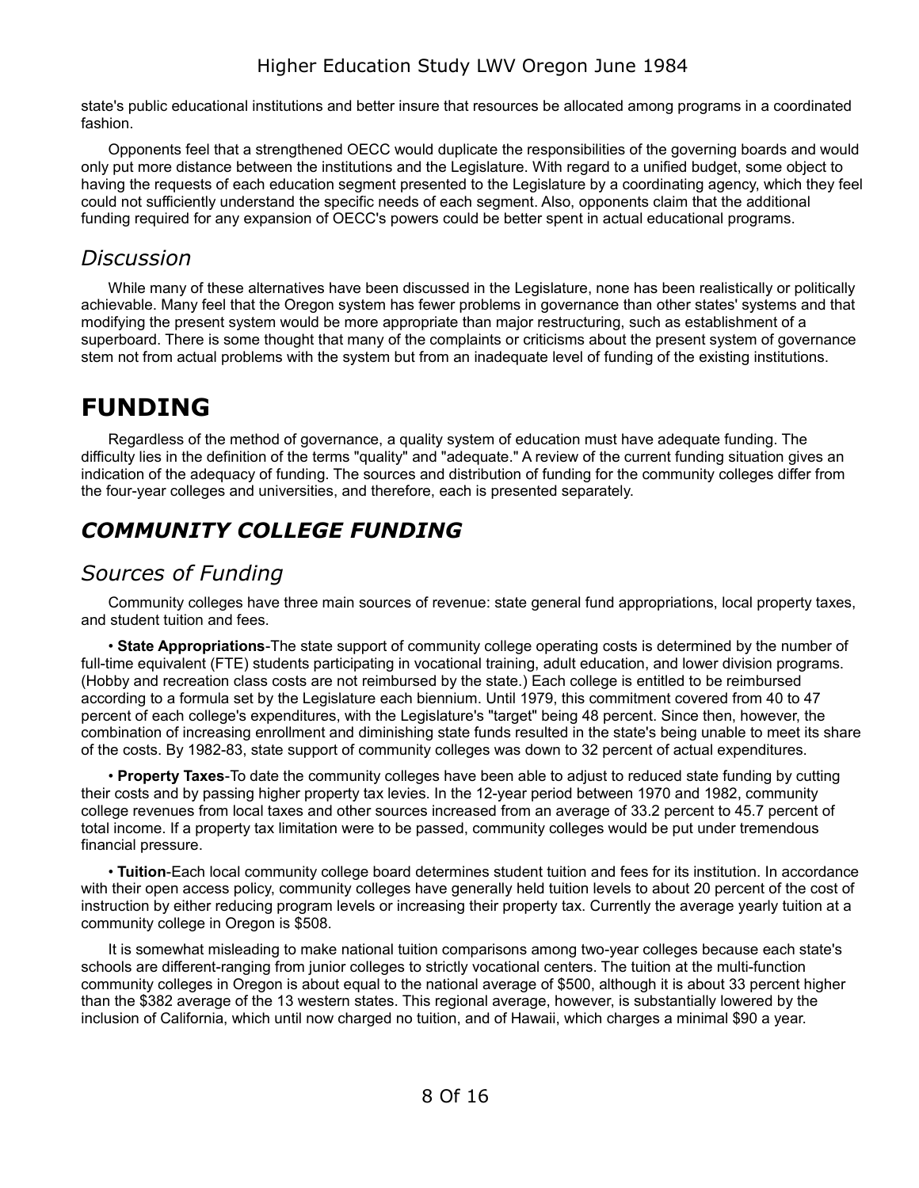state's public educational institutions and better insure that resources be allocated among programs in a coordinated fashion.

Opponents feel that a strengthened OECC would duplicate the responsibilities of the governing boards and would only put more distance between the institutions and the Legislature. With regard to a unified budget, some object to having the requests of each education segment presented to the Legislature by a coordinating agency, which they feel could not sufficiently understand the specific needs of each segment. Also, opponents claim that the additional funding required for any expansion of OECC's powers could be better spent in actual educational programs.

## *Discussion*

While many of these alternatives have been discussed in the Legislature, none has been realistically or politically achievable. Many feel that the Oregon system has fewer problems in governance than other states' systems and that modifying the present system would be more appropriate than major restructuring, such as establishment of a superboard. There is some thought that many of the complaints or criticisms about the present system of governance stem not from actual problems with the system but from an inadequate level of funding of the existing institutions.

# FUNDING

Regardless of the method of governance, a quality system of education must have adequate funding. The difficulty lies in the definition of the terms "quality" and "adequate." A review of the current funding situation gives an indication of the adequacy of funding. The sources and distribution of funding for the community colleges differ from the four-year colleges and universities, and therefore, each is presented separately.

## *COMMUNITY COLLEGE FUNDING*

### *Sources of Funding*

Community colleges have three main sources of revenue: state general fund appropriations, local property taxes, and student tuition and fees.

• **State Appropriations**-The state support of community college operating costs is determined by the number of full-time equivalent (FTE) students participating in vocational training, adult education, and lower division programs. (Hobby and recreation class costs are not reimbursed by the state.) Each college is entitled to be reimbursed according to a formula set by the Legislature each biennium. Until 1979, this commitment covered from 40 to 47 percent of each college's expenditures, with the Legislature's "target" being 48 percent. Since then, however, the combination of increasing enrollment and diminishing state funds resulted in the state's being unable to meet its share of the costs. By 1982-83, state support of community colleges was down to 32 percent of actual expenditures.

• **Property Taxes**-To date the community colleges have been able to adjust to reduced state funding by cutting their costs and by passing higher property tax levies. In the 12-year period between 1970 and 1982, community college revenues from local taxes and other sources increased from an average of 33.2 percent to 45.7 percent of total income. If a property tax limitation were to be passed, community colleges would be put under tremendous financial pressure.

• **Tuition**-Each local community college board determines student tuition and fees for its institution. In accordance with their open access policy, community colleges have generally held tuition levels to about 20 percent of the cost of instruction by either reducing program levels or increasing their property tax. Currently the average yearly tuition at a community college in Oregon is $508.

It is somewhat misleading to make national tuition comparisons among two-year colleges because each state's schools are different-ranging from junior colleges to strictly vocational centers. The tuition at the multi-function community colleges in Oregon is about equal to the national average of $500, although it is about 33 percent higher than the $382 average of the 13 western states. This regional average, however, is substantially lowered by the inclusion of California, which until now charged no tuition, and of Hawaii, which charges a minimal $90 a year.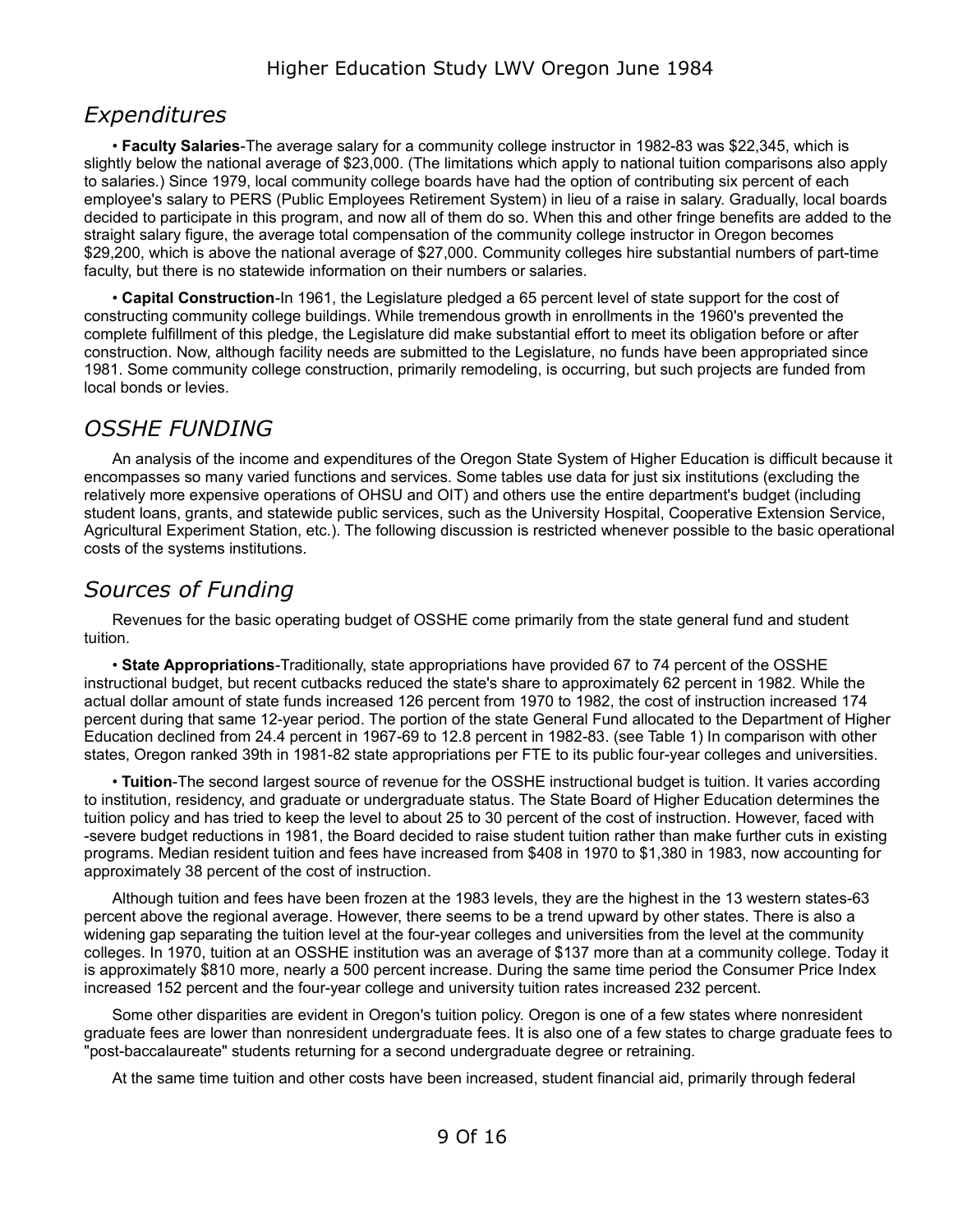## *Expenditures*

• **Faculty Salaries**-The average salary for a community college instructor in 1982-83 was $22,345, which is slightly below the national average of $23,000. (The limitations which apply to national tuition comparisons also apply to salaries.) Since 1979, local community college boards have had the option of contributing six percent of each employee's salary to PERS (Public Employees Retirement System) in lieu of a raise in salary. Gradually, local boards decided to participate in this program, and now all of them do so. When this and other fringe benefits are added to the straight salary figure, the average total compensation of the community college instructor in Oregon becomes $29,200, which is above the national average of $27,000. Community colleges hire substantial numbers of part-time faculty, but there is no statewide information on their numbers or salaries.

• **Capital Construction**-In 1961, the Legislature pledged a 65 percent level of state support for the cost of constructing community college buildings. While tremendous growth in enrollments in the 1960's prevented the complete fulfillment of this pledge, the Legislature did make substantial effort to meet its obligation before or after construction. Now, although facility needs are submitted to the Legislature, no funds have been appropriated since 1981. Some community college construction, primarily remodeling, is occurring, but such projects are funded from local bonds or levies.

## *OSSHE FUNDING*

An analysis of the income and expenditures of the Oregon State System of Higher Education is difficult because it encompasses so many varied functions and services. Some tables use data for just six institutions (excluding the relatively more expensive operations of OHSU and OIT) and others use the entire department's budget (including student loans, grants, and statewide public services, such as the University Hospital, Cooperative Extension Service, Agricultural Experiment Station, etc.). The following discussion is restricted whenever possible to the basic operational costs of the systems institutions.

## *Sources of Funding*

Revenues for the basic operating budget of OSSHE come primarily from the state general fund and student tuition.

• **State Appropriations**-Traditionally, state appropriations have provided 67 to 74 percent of the OSSHE instructional budget, but recent cutbacks reduced the state's share to approximately 62 percent in 1982. While the actual dollar amount of state funds increased 126 percent from 1970 to 1982, the cost of instruction increased 174 percent during that same 12-year period. The portion of the state General Fund allocated to the Department of Higher Education declined from 24.4 percent in 1967-69 to 12.8 percent in 1982-83. (see Table 1) In comparison with other states, Oregon ranked 39th in 1981-82 state appropriations per FTE to its public four-year colleges and universities.

• **Tuition**-The second largest source of revenue for the OSSHE instructional budget is tuition. It varies according to institution, residency, and graduate or undergraduate status. The State Board of Higher Education determines the tuition policy and has tried to keep the level to about 25 to 30 percent of the cost of instruction. However, faced with -severe budget reductions in 1981, the Board decided to raise student tuition rather than make further cuts in existing programs. Median resident tuition and fees have increased from $408 in 1970 to $1,380 in 1983, now accounting for approximately 38 percent of the cost of instruction.

Although tuition and fees have been frozen at the 1983 levels, they are the highest in the 13 western states-63 percent above the regional average. However, there seems to be a trend upward by other states. There is also a widening gap separating the tuition level at the four-year colleges and universities from the level at the community colleges. In 1970, tuition at an OSSHE institution was an average of $137 more than at a community college. Today it is approximately $810 more, nearly a 500 percent increase. During the same time period the Consumer Price Index increased 152 percent and the four-year college and university tuition rates increased 232 percent.

Some other disparities are evident in Oregon's tuition policy. Oregon is one of a few states where nonresident graduate fees are lower than nonresident undergraduate fees. It is also one of a few states to charge graduate fees to "post-baccalaureate" students returning for a second undergraduate degree or retraining.

At the same time tuition and other costs have been increased, student financial aid, primarily through federal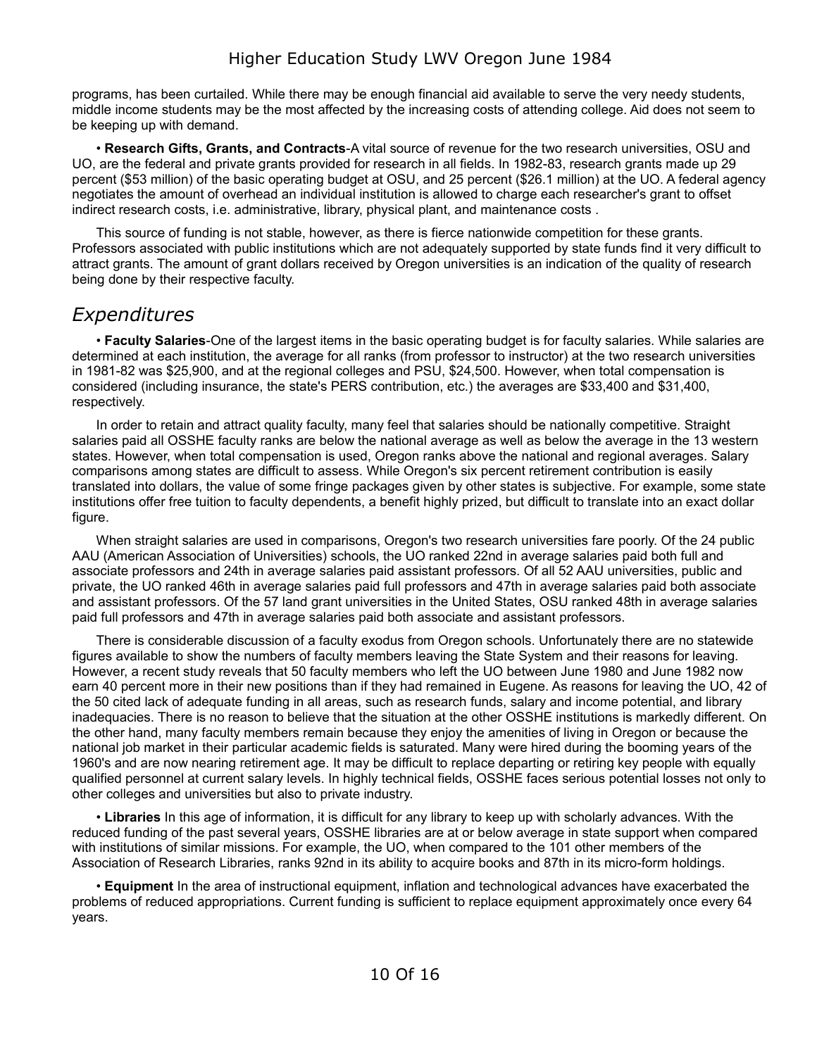programs, has been curtailed. While there may be enough financial aid available to serve the very needy students, middle income students may be the most affected by the increasing costs of attending college. Aid does not seem to be keeping up with demand.

• **Research Gifts, Grants, and Contracts**-A vital source of revenue for the two research universities, OSU and UO, are the federal and private grants provided for research in all fields. In 1982-83, research grants made up 29 percent ($53 million) of the basic operating budget at OSU, and 25 percent ($26.1 million) at the UO. A federal agency negotiates the amount of overhead an individual institution is allowed to charge each researcher's grant to offset indirect research costs, i.e. administrative, library, physical plant, and maintenance costs .

This source of funding is not stable, however, as there is fierce nationwide competition for these grants. Professors associated with public institutions which are not adequately supported by state funds find it very difficult to attract grants. The amount of grant dollars received by Oregon universities is an indication of the quality of research being done by their respective faculty.

## *Expenditures*

• **Faculty Salaries**-One of the largest items in the basic operating budget is for faculty salaries. While salaries are determined at each institution, the average for all ranks (from professor to instructor) at the two research universities in 1981-82 was $25,900, and at the regional colleges and PSU, $24,500. However, when total compensation is considered (including insurance, the state's PERS contribution, etc.) the averages are $33,400 and $31,400, respectively.

In order to retain and attract quality faculty, many feel that salaries should be nationally competitive. Straight salaries paid all OSSHE faculty ranks are below the national average as well as below the average in the 13 western states. However, when total compensation is used, Oregon ranks above the national and regional averages. Salary comparisons among states are difficult to assess. While Oregon's six percent retirement contribution is easily translated into dollars, the value of some fringe packages given by other states is subjective. For example, some state institutions offer free tuition to faculty dependents, a benefit highly prized, but difficult to translate into an exact dollar figure.

When straight salaries are used in comparisons, Oregon's two research universities fare poorly. Of the 24 public AAU (American Association of Universities) schools, the UO ranked 22nd in average salaries paid both full and associate professors and 24th in average salaries paid assistant professors. Of all 52 AAU universities, public and private, the UO ranked 46th in average salaries paid full professors and 47th in average salaries paid both associate and assistant professors. Of the 57 land grant universities in the United States, OSU ranked 48th in average salaries paid full professors and 47th in average salaries paid both associate and assistant professors.

There is considerable discussion of a faculty exodus from Oregon schools. Unfortunately there are no statewide figures available to show the numbers of faculty members leaving the State System and their reasons for leaving. However, a recent study reveals that 50 faculty members who left the UO between June 1980 and June 1982 now earn 40 percent more in their new positions than if they had remained in Eugene. As reasons for leaving the UO, 42 of the 50 cited lack of adequate funding in all areas, such as research funds, salary and income potential, and library inadequacies. There is no reason to believe that the situation at the other OSSHE institutions is markedly different. On the other hand, many faculty members remain because they enjoy the amenities of living in Oregon or because the national job market in their particular academic fields is saturated. Many were hired during the booming years of the 1960's and are now nearing retirement age. It may be difficult to replace departing or retiring key people with equally qualified personnel at current salary levels. In highly technical fields, OSSHE faces serious potential losses not only to other colleges and universities but also to private industry.

• **Libraries** In this age of information, it is difficult for any library to keep up with scholarly advances. With the reduced funding of the past several years, OSSHE libraries are at or below average in state support when compared with institutions of similar missions. For example, the UO, when compared to the 101 other members of the Association of Research Libraries, ranks 92nd in its ability to acquire books and 87th in its micro-form holdings.

• **Equipment** In the area of instructional equipment, inflation and technological advances have exacerbated the problems of reduced appropriations. Current funding is sufficient to replace equipment approximately once every 64 years.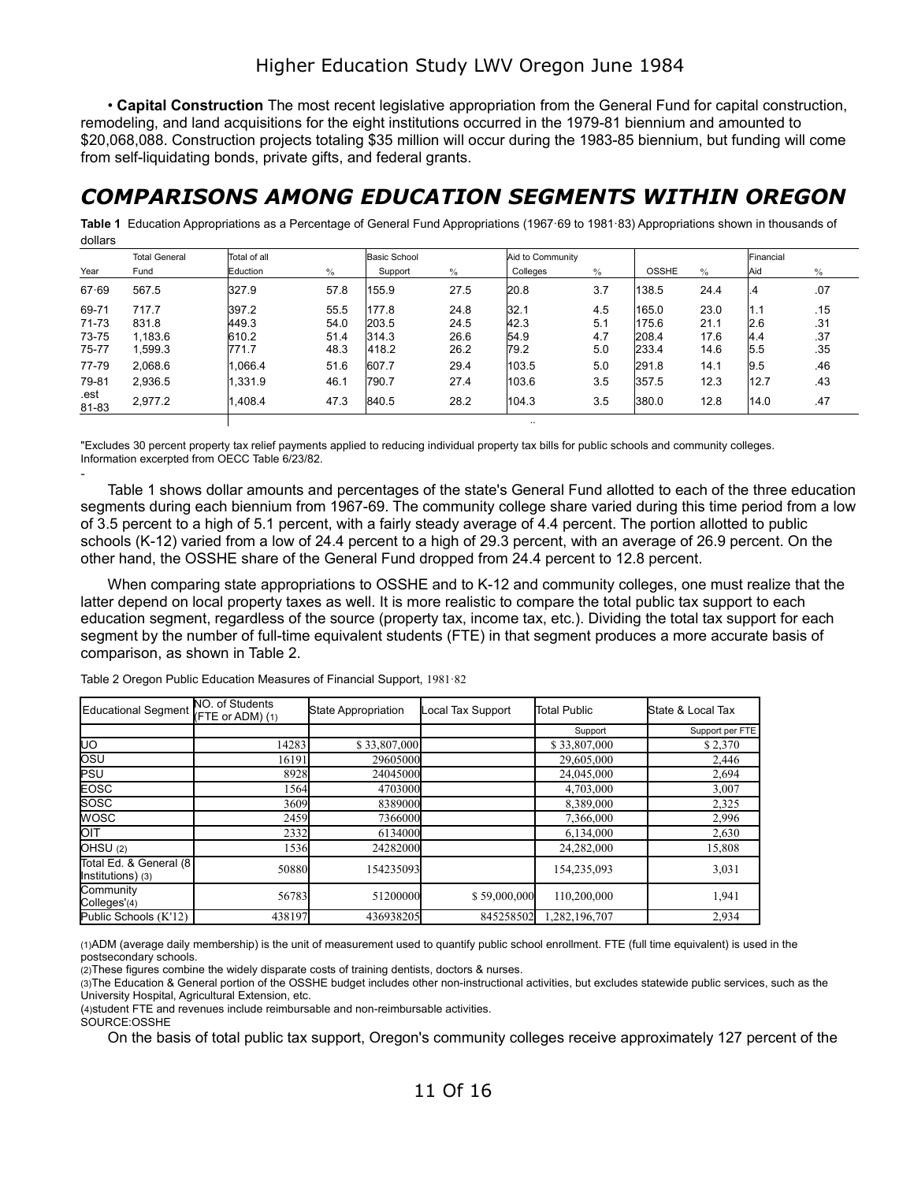• **Capital Construction** The most recent legislative appropriation from the General Fund for capital construction, remodeling, and land acquisitions for the eight institutions occurred in the 1979-81 biennium and amounted to $20,068,088. Construction projects totaling $35 million will occur during the 1983-85 biennium, but funding will come from self-liquidating bonds, private gifts, and federal grants.

## *COMPARISONS AMONG EDUCATION SEGMENTS WITHIN OREGON*

**Table 1** Education Appropriations as a Percentage of General Fund Appropriations (1967·69 to 1981·83) Appropriations shown in thousands of dollars

| Year | Total General Fund | Total of all Eduction | % | Basic School Support | % | Aid to Community Colleges | % | OSSHE | % | Financial Aid | % |
|---|---|---|---|---|---|---|---|---|---|---|---|
| 67·69 | 567.5 | 327.9 | 57.8 | 155.9 | 27.5 | 20.8 | 3.7 | 138.5 | 24.4 | .4 | .07 |
| 69-71 | 717.7 | 397.2 | 55.5 | 177.8 | 24.8 | 32.1 | 4.5 | 165.0 | 23.0 | 1.1 | .15 |
| 71-73 | 831.8 | 449.3 | 54.0 | 203.5 | 24.5 | 42.3 | 5.1 | 175.6 | 21.1 | 2.6 | .31 |
| 73-75 | 1,183.6 | 610.2 | 51.4 | 314.3 | 26.6 | 54.9 | 4.7 | 208.4 | 17.6 | 4.4 | .37 |
| 75-77 | 1,599.3 | 771.7 | 48.3 | 418.2 | 26.2 | 79.2 | 5.0 | 233.4 | 14.6 | 5.5 | .35 |
| 77-79 | 2,068.6 | 1,066.4 | 51.6 | 607.7 | 29.4 | 103.5 | 5.0 | 291.8 | 14.1 | 9.5 | .46 |
| 79-81 | 2,936.5 | 1,331.9 | 46.1 | 790.7 | 27.4 | 103.6 | 3.5 | 357.5 | 12.3 | 12.7 | .43 |
| .est 81-83 | 2,977.2 | 1,408.4 | 47.3 | 840.5 | 28.2 | 104.3 | 3.5 | 380.0 | 12.8 | 14.0 | .47 |

"Excludes 30 percent property tax relief payments applied to reducing individual property tax bills for public schools and community colleges.
Information excerpted from OECC Table 6/23/82.

Table 1 shows dollar amounts and percentages of the state's General Fund allotted to each of the three education segments during each biennium from 1967-69. The community college share varied during this time period from a low of 3.5 percent to a high of 5.1 percent, with a fairly steady average of 4.4 percent. The portion allotted to public schools (K-12) varied from a low of 24.4 percent to a high of 29.3 percent, with an average of 26.9 percent. On the other hand, the OSSHE share of the General Fund dropped from 24.4 percent to 12.8 percent.

When comparing state appropriations to OSSHE and to K-12 and community colleges, one must realize that the latter depend on local property taxes as well. It is more realistic to compare the total public tax support to each education segment, regardless of the source (property tax, income tax, etc.). Dividing the total tax support for each segment by the number of full-time equivalent students (FTE) in that segment produces a more accurate basis of comparison, as shown in Table 2.

Table 2 Oregon Public Education Measures of Financial Support, 1981·82

| Educational Segment | NO. of Students (FTE or ADM) (1) | State Appropriation | Local Tax Support | Total Public Support | State & Local Tax Support per FTE |
|---|---|---|---|---|---|
| UO | 14283 | $ 33,807,000 | | $ 33,807,000 | $ 2,370 |
| OSU | 16191 | 29605000 | | 29,605,000 | 2,446 |
| PSU | 8928 | 24045000 | | 24,045,000 | 2,694 |
| EOSC | 1564 | 4703000 | | 4,703,000 | 3,007 |
| SOSC | 3609 | 8389000 | | 8,389,000 | 2,325 |
| WOSC | 2459 | 7366000 | | 7,366,000 | 2,996 |
| OIT | 2332 | 6134000 | | 6,134,000 | 2,630 |
| OHSU (2) | 1536 | 24282000 | | 24,282,000 | 15,808 |
| Total Ed. & General (8 Institutions) (3) | 50880 | 154235093 | | 154,235,093 | 3,031 |
| Community Colleges'(4) | 56783 | 51200000 | $ 59,000,000 | 110,200,000 | 1,941 |
| Public Schools (K'12) | 438197 | 436938205 | 845258502 | 1,282,196,707 | 2,934 |

(1)ADM (average daily membership) is the unit of measurement used to quantify public school enrollment. FTE (full time equivalent) is used in the postsecondary schools.
(2)These figures combine the widely disparate costs of training dentists, doctors & nurses.
(3)The Education & General portion of the OSSHE budget includes other non-instructional activities, but excludes statewide public services, such as the University Hospital, Agricultural Extension, etc.
(4)student FTE and revenues include reimbursable and non-reimbursable activities.
SOURCE:OSSHE

On the basis of total public tax support, Oregon's community colleges receive approximately 127 percent of the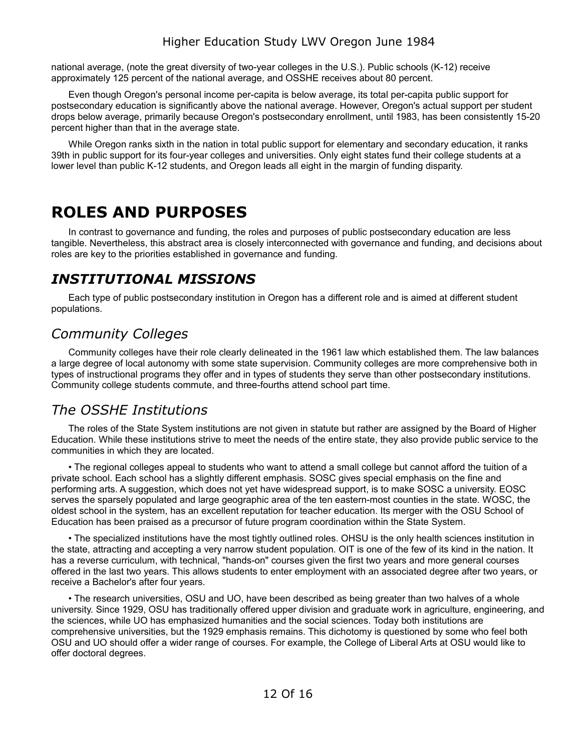national average, (note the great diversity of two-year colleges in the U.S.). Public schools (K-12) receive approximately 125 percent of the national average, and OSSHE receives about 80 percent.

Even though Oregon's personal income per-capita is below average, its total per-capita public support for postsecondary education is significantly above the national average. However, Oregon's actual support per student drops below average, primarily because Oregon's postsecondary enrollment, until 1983, has been consistently 15-20 percent higher than that in the average state.

While Oregon ranks sixth in the nation in total public support for elementary and secondary education, it ranks 39th in public support for its four-year colleges and universities. Only eight states fund their college students at a lower level than public K-12 students, and Oregon leads all eight in the margin of funding disparity.

# ROLES AND PURPOSES

In contrast to governance and funding, the roles and purposes of public postsecondary education are less tangible. Nevertheless, this abstract area is closely interconnected with governance and funding, and decisions about roles are key to the priorities established in governance and funding.

## *INSTITUTIONAL MISSIONS*

Each type of public postsecondary institution in Oregon has a different role and is aimed at different student populations.

### *Community Colleges*

Community colleges have their role clearly delineated in the 1961 law which established them. The law balances a large degree of local autonomy with some state supervision. Community colleges are more comprehensive both in types of instructional programs they offer and in types of students they serve than other postsecondary institutions. Community college students commute, and three-fourths attend school part time.

### *The OSSHE Institutions*

The roles of the State System institutions are not given in statute but rather are assigned by the Board of Higher Education. While these institutions strive to meet the needs of the entire state, they also provide public service to the communities in which they are located.

- The regional colleges appeal to students who want to attend a small college but cannot afford the tuition of a private school. Each school has a slightly different emphasis. SOSC gives special emphasis on the fine and performing arts. A suggestion, which does not yet have widespread support, is to make SOSC a university. EOSC serves the sparsely populated and large geographic area of the ten eastern-most counties in the state. WOSC, the oldest school in the system, has an excellent reputation for teacher education. Its merger with the OSU School of Education has been praised as a precursor of future program coordination within the State System.

- The specialized institutions have the most tightly outlined roles. OHSU is the only health sciences institution in the state, attracting and accepting a very narrow student population. OIT is one of the few of its kind in the nation. It has a reverse curriculum, with technical, "hands-on" courses given the first two years and more general courses offered in the last two years. This allows students to enter employment with an associated degree after two years, or receive a Bachelor's after four years.

- The research universities, OSU and UO, have been described as being greater than two halves of a whole university. Since 1929, OSU has traditionally offered upper division and graduate work in agriculture, engineering, and the sciences, while UO has emphasized humanities and the social sciences. Today both institutions are comprehensive universities, but the 1929 emphasis remains. This dichotomy is questioned by some who feel both OSU and UO should offer a wider range of courses. For example, the College of Liberal Arts at OSU would like to offer doctoral degrees.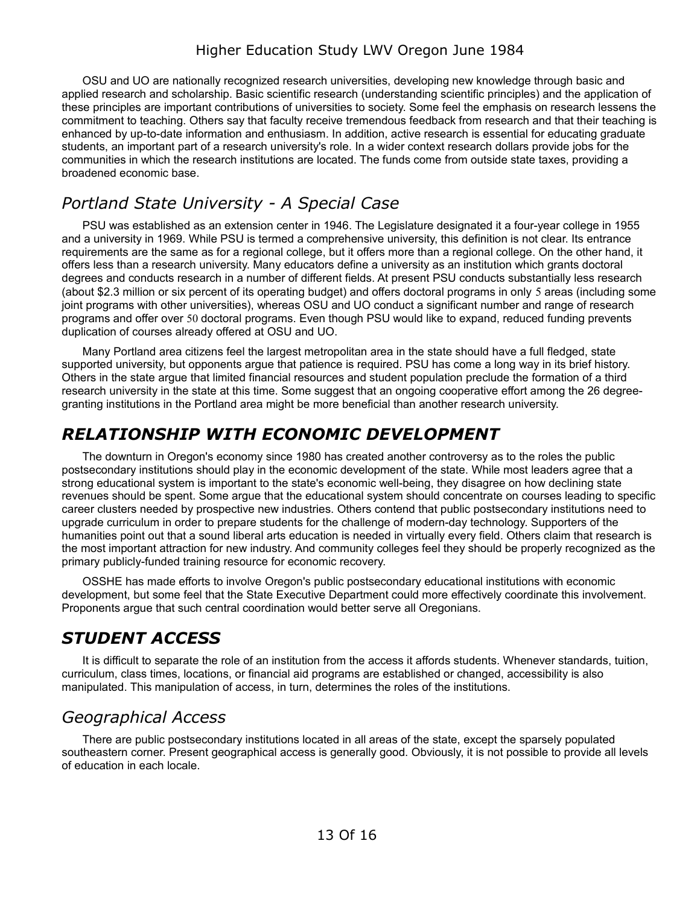OSU and UO are nationally recognized research universities, developing new knowledge through basic and applied research and scholarship. Basic scientific research (understanding scientific principles) and the application of these principles are important contributions of universities to society. Some feel the emphasis on research lessens the commitment to teaching. Others say that faculty receive tremendous feedback from research and that their teaching is enhanced by up-to-date information and enthusiasm. In addition, active research is essential for educating graduate students, an important part of a research university's role. In a wider context research dollars provide jobs for the communities in which the research institutions are located. The funds come from outside state taxes, providing a broadened economic base.

## *Portland State University - A Special Case*

PSU was established as an extension center in 1946. The Legislature designated it a four-year college in 1955 and a university in 1969. While PSU is termed a comprehensive university, this definition is not clear. Its entrance requirements are the same as for a regional college, but it offers more than a regional college. On the other hand, it offers less than a research university. Many educators define a university as an institution which grants doctoral degrees and conducts research in a number of different fields. At present PSU conducts substantially less research (about $2.3 million or six percent of its operating budget) and offers doctoral programs in only 5 areas (including some joint programs with other universities), whereas OSU and UO conduct a significant number and range of research programs and offer over 50 doctoral programs. Even though PSU would like to expand, reduced funding prevents duplication of courses already offered at OSU and UO.

Many Portland area citizens feel the largest metropolitan area in the state should have a full fledged, state supported university, but opponents argue that patience is required. PSU has come a long way in its brief history. Others in the state argue that limited financial resources and student population preclude the formation of a third research university in the state at this time. Some suggest that an ongoing cooperative effort among the 26 degree-granting institutions in the Portland area might be more beneficial than another research university.

# ***RELATIONSHIP WITH ECONOMIC DEVELOPMENT***

The downturn in Oregon's economy since 1980 has created another controversy as to the roles the public postsecondary institutions should play in the economic development of the state. While most leaders agree that a strong educational system is important to the state's economic well-being, they disagree on how declining state revenues should be spent. Some argue that the educational system should concentrate on courses leading to specific career clusters needed by prospective new industries. Others contend that public postsecondary institutions need to upgrade curriculum in order to prepare students for the challenge of modern-day technology. Supporters of the humanities point out that a sound liberal arts education is needed in virtually every field. Others claim that research is the most important attraction for new industry. And community colleges feel they should be properly recognized as the primary publicly-funded training resource for economic recovery.

OSSHE has made efforts to involve Oregon's public postsecondary educational institutions with economic development, but some feel that the State Executive Department could more effectively coordinate this involvement. Proponents argue that such central coordination would better serve all Oregonians.

# ***STUDENT ACCESS***

It is difficult to separate the role of an institution from the access it affords students. Whenever standards, tuition, curriculum, class times, locations, or financial aid programs are established or changed, accessibility is also manipulated. This manipulation of access, in turn, determines the roles of the institutions.

## *Geographical Access*

There are public postsecondary institutions located in all areas of the state, except the sparsely populated southeastern corner. Present geographical access is generally good. Obviously, it is not possible to provide all levels of education in each locale.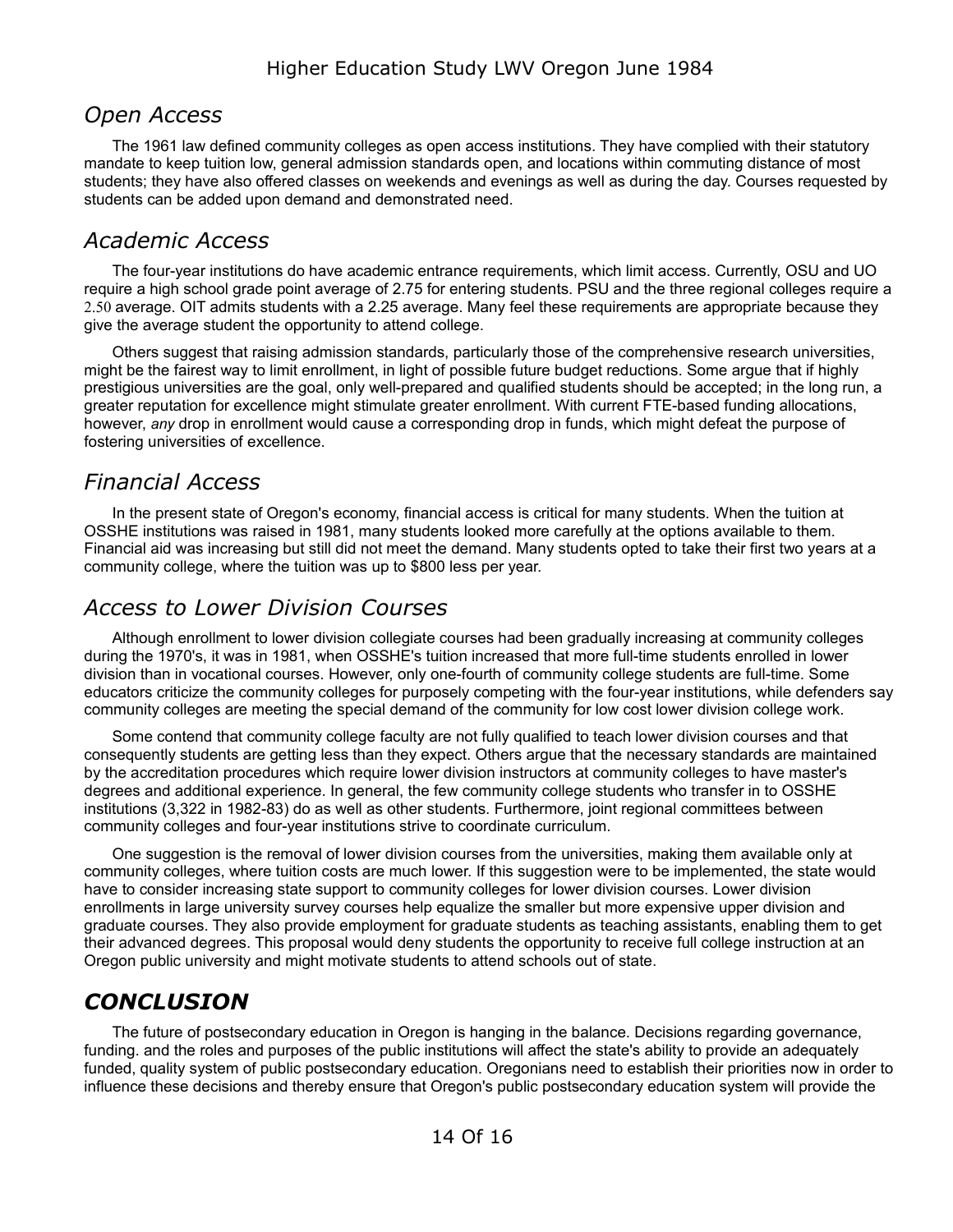## *Open Access*

The 1961 law defined community colleges as open access institutions. They have complied with their statutory mandate to keep tuition low, general admission standards open, and locations within commuting distance of most students; they have also offered classes on weekends and evenings as well as during the day. Courses requested by students can be added upon demand and demonstrated need.

## *Academic Access*

The four-year institutions do have academic entrance requirements, which limit access. Currently, OSU and UO require a high school grade point average of 2.75 for entering students. PSU and the three regional colleges require a 2.50 average. OIT admits students with a 2.25 average. Many feel these requirements are appropriate because they give the average student the opportunity to attend college.

Others suggest that raising admission standards, particularly those of the comprehensive research universities, might be the fairest way to limit enrollment, in light of possible future budget reductions. Some argue that if highly prestigious universities are the goal, only well-prepared and qualified students should be accepted; in the long run, a greater reputation for excellence might stimulate greater enrollment. With current FTE-based funding allocations, however, *any* drop in enrollment would cause a corresponding drop in funds, which might defeat the purpose of fostering universities of excellence.

## *Financial Access*

In the present state of Oregon's economy, financial access is critical for many students. When the tuition at OSSHE institutions was raised in 1981, many students looked more carefully at the options available to them. Financial aid was increasing but still did not meet the demand. Many students opted to take their first two years at a community college, where the tuition was up to $800 less per year.

## *Access to Lower Division Courses*

Although enrollment to lower division collegiate courses had been gradually increasing at community colleges during the 1970's, it was in 1981, when OSSHE's tuition increased that more full-time students enrolled in lower division than in vocational courses. However, only one-fourth of community college students are full-time. Some educators criticize the community colleges for purposely competing with the four-year institutions, while defenders say community colleges are meeting the special demand of the community for low cost lower division college work.

Some contend that community college faculty are not fully qualified to teach lower division courses and that consequently students are getting less than they expect. Others argue that the necessary standards are maintained by the accreditation procedures which require lower division instructors at community colleges to have master's degrees and additional experience. In general, the few community college students who transfer in to OSSHE institutions (3,322 in 1982-83) do as well as other students. Furthermore, joint regional committees between community colleges and four-year institutions strive to coordinate curriculum.

One suggestion is the removal of lower division courses from the universities, making them available only at community colleges, where tuition costs are much lower. If this suggestion were to be implemented, the state would have to consider increasing state support to community colleges for lower division courses. Lower division enrollments in large university survey courses help equalize the smaller but more expensive upper division and graduate courses. They also provide employment for graduate students as teaching assistants, enabling them to get their advanced degrees. This proposal would deny students the opportunity to receive full college instruction at an Oregon public university and might motivate students to attend schools out of state.

## ***CONCLUSION***

The future of postsecondary education in Oregon is hanging in the balance. Decisions regarding governance, funding. and the roles and purposes of the public institutions will affect the state's ability to provide an adequately funded, quality system of public postsecondary education. Oregonians need to establish their priorities now in order to influence these decisions and thereby ensure that Oregon's public postsecondary education system will provide the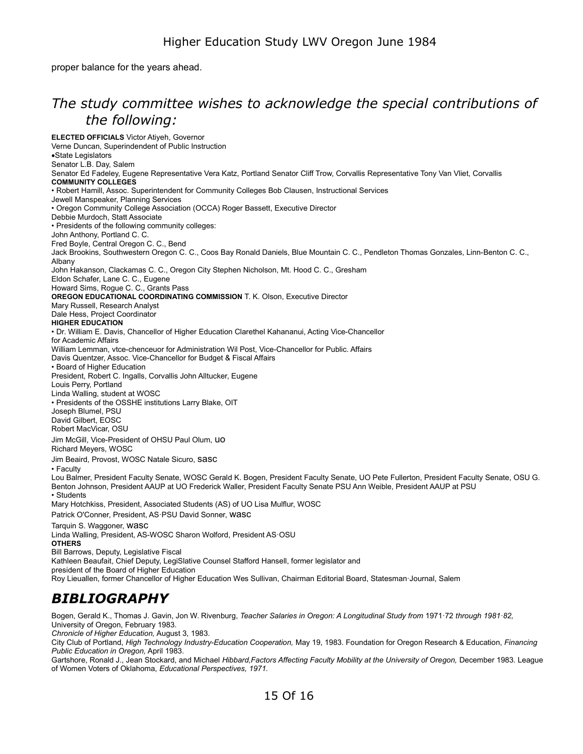proper balance for the years ahead.

## *The study committee wishes to acknowledge the special contributions of the following:*

**ELECTED OFFICIALS** Victor Atiyeh, Governor
Verne Duncan, Superindendent of Public Instruction
•State Legislators
Senator L.B. Day, Salem
Senator Ed Fadeley, Eugene Representative Vera Katz, Portland Senator Cliff Trow, Corvallis Representative Tony Van Vliet, Corvallis
**COMMUNITY COLLEGES**
• Robert Hamill, Assoc. Superintendent for Community Colleges Bob Clausen, Instructional Services
Jewell Manspeaker, Planning Services
• Oregon Community College Association (OCCA) Roger Bassett, Executive Director
Debbie Murdoch, Statt Associate
• Presidents of the following community colleges:
John Anthony, Portland C. C.
Fred Boyle, Central Oregon C. C., Bend
Jack Brookins, Southwestern Oregon C. C., Coos Bay Ronald Daniels, Blue Mountain C. C., Pendleton Thomas Gonzales, Linn-Benton C. C., Albany
John Hakanson, Clackamas C. C., Oregon City Stephen Nicholson, Mt. Hood C. C., Gresham
Eldon Schafer, Lane C. C., Eugene
Howard Sims, Rogue C. C., Grants Pass
**OREGON EDUCATIONAL COORDINATING COMMISSION** T. K. Olson, Executive Director
Mary Russell, Research Analyst
Dale Hess, Project Coordinator
**HIGHER EDUCATION**
• Dr. William E. Davis, Chancellor of Higher Education Clarethel Kahananui, Acting Vice-Chancellor for Academic Affairs
William Lemman, vtce-chenceuor for Administration Wil Post, Vice-Chancellor for Public. Affairs
Davis Quentzer, Assoc. Vice-Chancellor for Budget & Fiscal Affairs
• Board of Higher Education
President, Robert C. Ingalls, Corvallis John Alltucker, Eugene
Louis Perry, Portland
Linda Walling, student at WOSC
• Presidents of the OSSHE institutions Larry Blake, OIT
Joseph Blumel, PSU
David Gilbert, EOSC
Robert MacVicar, OSU
Jim McGill, Vice-President of OHSU Paul Olum, UO
Richard Meyers, WOSC
Jim Beaird, Provost, WOSC Natale Sicuro, SASC
• Faculty
Lou Balmer, President Faculty Senate, WOSC Gerald K. Bogen, President Faculty Senate, UO Pete Fullerton, President Faculty Senate, OSU G. Benton Johnson, President AAUP at UO Frederick Waller, President Faculty Senate PSU Ann Weible, President AAUP at PSU
• Students
Mary Hotchkiss, President, Associated Students (AS) of UO Lisa Mulflur, WOSC
Patrick O'Conner, President, AS·PSU David Sonner, WASC
Tarquin S. Waggoner, WASC
Linda Walling, President, AS-WOSC Sharon Wolford, President AS·OSU
**OTHERS**
Bill Barrows, Deputy, Legislative Fiscal
Kathleen Beaufait, Chief Deputy, LegiSlative Counsel Stafford Hansell, former legislator and president of the Board of Higher Education
Roy Lieuallen, former Chancellor of Higher Education Wes Sullivan, Chairman Editorial Board, Statesman·Journal, Salem

## *BIBLIOGRAPHY*

Bogen, Gerald K., Thomas J. Gavin, Jon W. Rivenburg, *Teacher Salaries in Oregon: A Longitudinal Study from* 1971·72 *through 1981·82,* University of Oregon, February 1983.
*Chronicle of Higher Education,* August 3, 1983.
City Club of Portland, *High Technology Industry-Education Cooperation,* May 19, 1983. Foundation for Oregon Research & Education, *Financing Public Education in Oregon,* April 1983.
Gartshore, Ronald J., Jean Stockard, and Michael *Hibbard,Factors Affecting Faculty Mobility at the University of Oregon,* December 1983. League of Women Voters of Oklahoma, *Educational Perspectives, 1971.*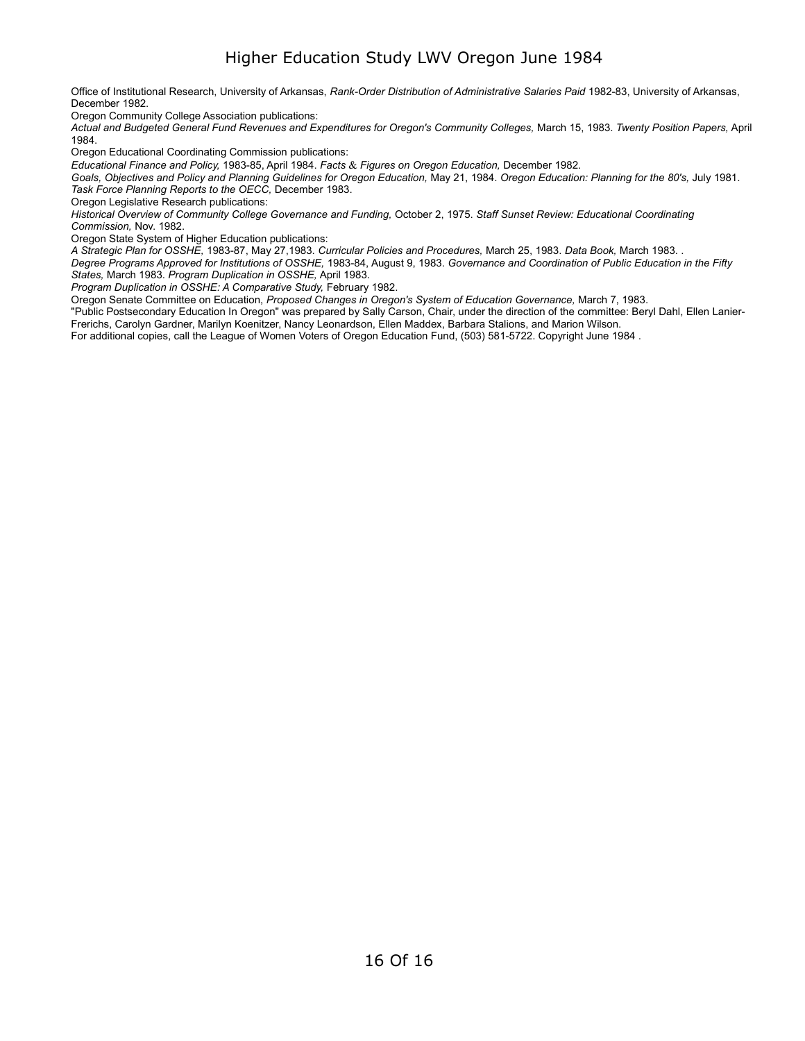Office of Institutional Research, University of Arkansas, *Rank-Order Distribution of Administrative Salaries Paid* 1982-83, University of Arkansas, December 1982.

Oregon Community College Association publications:

*Actual and Budgeted General Fund Revenues and Expenditures for Oregon's Community Colleges,* March 15, 1983. *Twenty Position Papers,* April 1984.

Oregon Educational Coordinating Commission publications:

*Educational Finance and Policy,* 1983-85, April 1984. *Facts & Figures on Oregon Education,* December 1982.

*Goals, Objectives and Policy and Planning Guidelines for Oregon Education,* May 21, 1984. *Oregon Education: Planning for the 80's,* July 1981.

*Task Force Planning Reports to the OECC,* December 1983.

Oregon Legislative Research publications:

*Historical Overview of Community College Governance and Funding,* October 2, 1975. *Staff Sunset Review: Educational Coordinating Commission,* Nov. 1982.

Oregon State System of Higher Education publications:

*A Strategic Plan for OSSHE,* 1983-87, May 27,1983. *Curricular Policies and Procedures,* March 25, 1983. *Data Book,* March 1983. .

*Degree Programs Approved for Institutions of OSSHE,* 1983-84, August 9, 1983. *Governance and Coordination of Public Education in the Fifty States,* March 1983. *Program Duplication in OSSHE,* April 1983.

*Program Duplication in OSSHE: A Comparative Study,* February 1982.

Oregon Senate Committee on Education, *Proposed Changes in Oregon's System of Education Governance,* March 7, 1983.

"Public Postsecondary Education In Oregon" was prepared by Sally Carson, Chair, under the direction of the committee: Beryl Dahl, Ellen Lanier-Frerichs, Carolyn Gardner, Marilyn Koenitzer, Nancy Leonardson, Ellen Maddex, Barbara Stalions, and Marion Wilson.

For additional copies, call the League of Women Voters of Oregon Education Fund, (503) 581-5722. Copyright June 1984 .